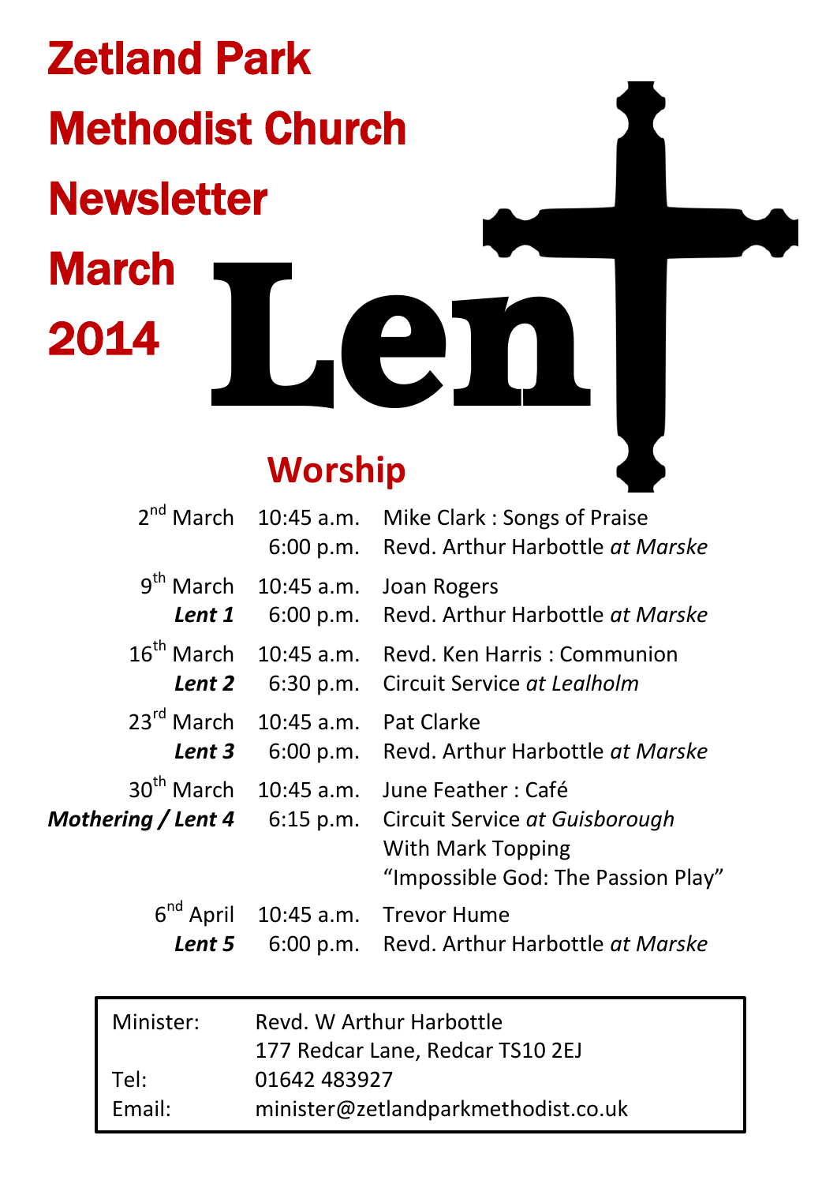# Zetland Park Methodist Church Newsletter March 2014

# Lent

## Worship

| | | |
|---|---|---|
| 2nd March | 10:45 a.m. | Mike Clark : Songs of Praise |
| | 6:00 p.m. | Revd. Arthur Harbottle *at Marske* |
| 9th March | 10:45 a.m. | Joan Rogers |
| ***Lent 1*** | 6:00 p.m. | Revd. Arthur Harbottle *at Marske* |
| 16th March | 10:45 a.m. | Revd. Ken Harris : Communion |
| ***Lent 2*** | 6:30 p.m. | Circuit Service *at Lealholm* |
| 23rd March | 10:45 a.m. | Pat Clarke |
| ***Lent 3*** | 6:00 p.m. | Revd. Arthur Harbottle *at Marske* |
| 30th March | 10:45 a.m. | June Feather : Café |
| ***Mothering / Lent 4*** | 6:15 p.m. | Circuit Service *at Guisborough* With Mark Topping "Impossible God: The Passion Play" |
| 6th April | 10:45 a.m. | Trevor Hume |
| ***Lent 5*** | 6:00 p.m. | Revd. Arthur Harbottle *at Marske* |

| | |
|---|---|
| Minister: | Revd. W Arthur Harbottle<br>177 Redcar Lane, Redcar TS10 2EJ |
| Tel: | 01642 483927 |
| Email: | minister@zetlandparkmethodist.co.uk |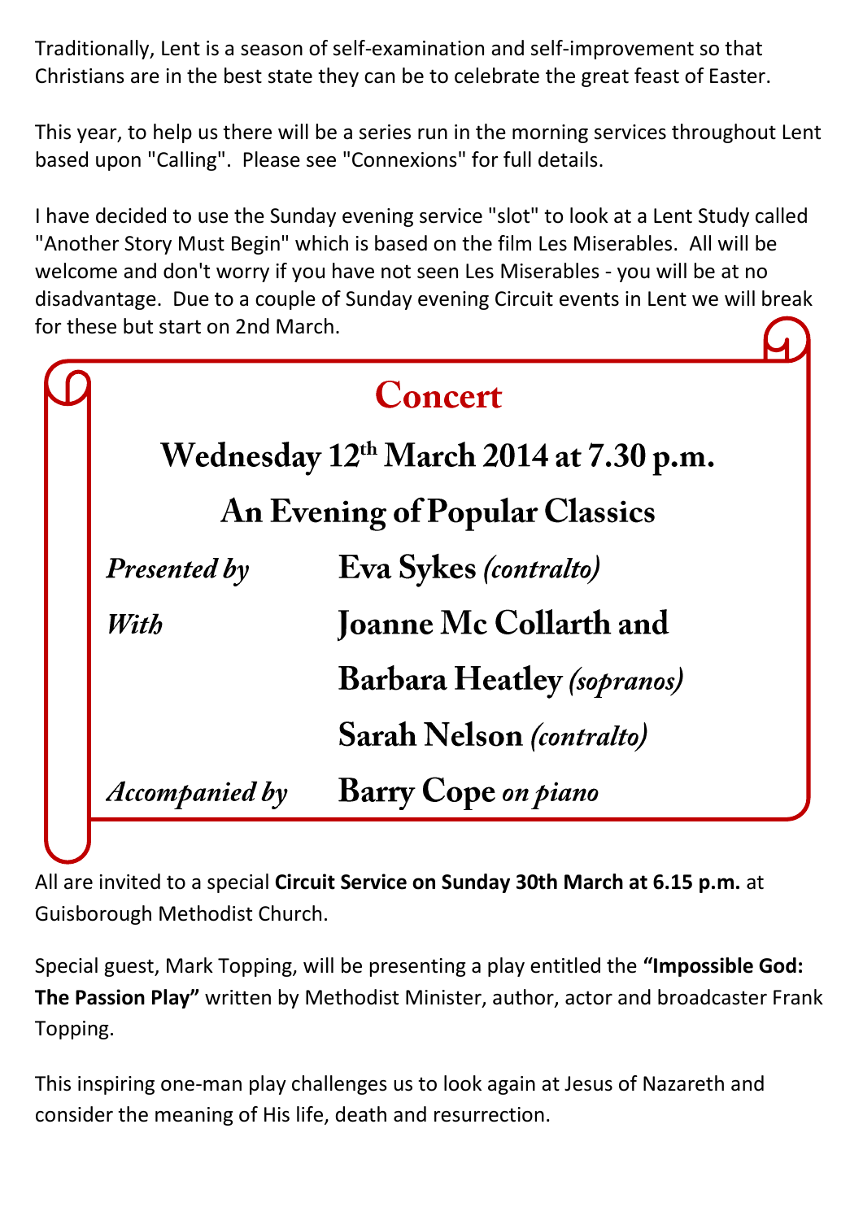Traditionally, Lent is a season of self-examination and self-improvement so that Christians are in the best state they can be to celebrate the great feast of Easter.

This year, to help us there will be a series run in the morning services throughout Lent based upon "Calling". Please see "Connexions" for full details.

I have decided to use the Sunday evening service "slot" to look at a Lent Study called "Another Story Must Begin" which is based on the film Les Miserables. All will be welcome and don't worry if you have not seen Les Miserables - you will be at no disadvantage. Due to a couple of Sunday evening Circuit events in Lent we will break for these but start on 2nd March.

## Concert

### Wednesday 12th March 2014 at 7.30 p.m.

### An Evening of Popular Classics

*Presented by* **Eva Sykes** *(contralto)*

*With* **Joanne Mc Collarth and**

**Barbara Heatley** *(sopranos)*

**Sarah Nelson** *(contralto)*

*Accompanied by* **Barry Cope** *on piano*

All are invited to a special **Circuit Service on Sunday 30th March at 6.15 p.m.** at Guisborough Methodist Church.

Special guest, Mark Topping, will be presenting a play entitled the **"Impossible God: The Passion Play"** written by Methodist Minister, author, actor and broadcaster Frank Topping.

This inspiring one-man play challenges us to look again at Jesus of Nazareth and consider the meaning of His life, death and resurrection.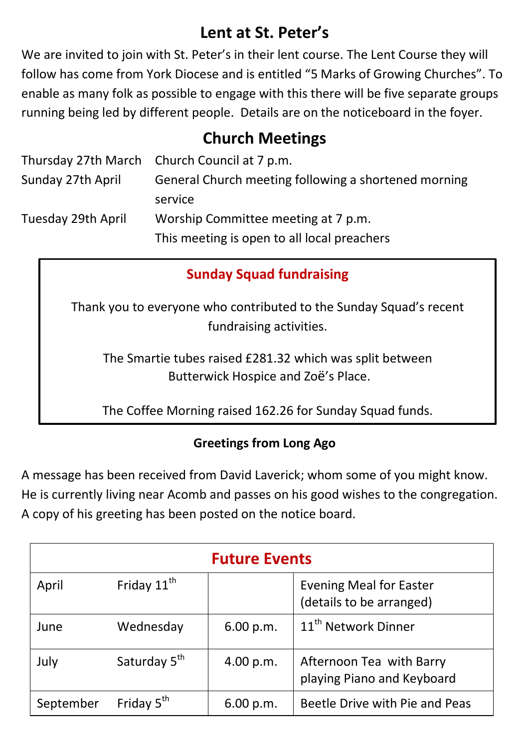## Lent at St. Peter's

We are invited to join with St. Peter's in their lent course. The Lent Course they will follow has come from York Diocese and is entitled "5 Marks of Growing Churches". To enable as many folk as possible to engage with this there will be five separate groups running being led by different people. Details are on the noticeboard in the foyer.

## Church Meetings

| | |
|---|---|
| Thursday 27th March | Church Council at 7 p.m. |
| Sunday 27th April | General Church meeting following a shortened morning service |
| Tuesday 29th April | Worship Committee meeting at 7 p.m.<br>This meeting is open to all local preachers |

### Sunday Squad fundraising

Thank you to everyone who contributed to the Sunday Squad's recent fundraising activities.

The Smartie tubes raised £281.32 which was split between Butterwick Hospice and Zoë's Place.

The Coffee Morning raised 162.26 for Sunday Squad funds.

**Greetings from Long Ago**

A message has been received from David Laverick; whom some of you might know. He is currently living near Acomb and passes on his good wishes to the congregation. A copy of his greeting has been posted on the notice board.

| Future Events | | | |
|---|---|---|---|
| April | Friday 11th | | Evening Meal for Easter (details to be arranged) |
| June | Wednesday | 6.00 p.m. | 11th Network Dinner |
| July | Saturday 5th | 4.00 p.m. | Afternoon Tea with Barry playing Piano and Keyboard |
| September | Friday 5th | 6.00 p.m. | Beetle Drive with Pie and Peas |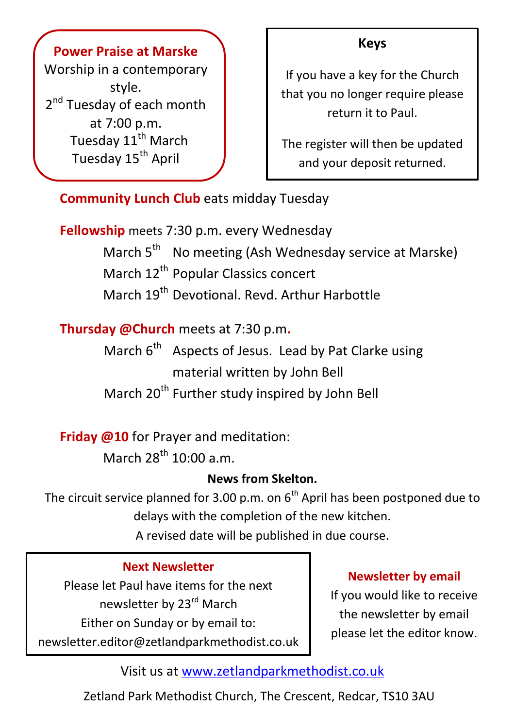**Power Praise at Marske**

Worship in a contemporary style.

2nd Tuesday of each month at 7:00 p.m.

Tuesday 11th March

Tuesday 15th April

**Keys**

If you have a key for the Church that you no longer require please return it to Paul.

The register will then be updated and your deposit returned.

**Community Lunch Club** eats midday Tuesday

**Fellowship** meets 7:30 p.m. every Wednesday

- March 5th No meeting (Ash Wednesday service at Marske)
- March 12th Popular Classics concert
- March 19th Devotional. Revd. Arthur Harbottle

**Thursday @Church** meets at 7:30 p.m.

- March 6th Aspects of Jesus. Lead by Pat Clarke using material written by John Bell
- March 20th Further study inspired by John Bell

**Friday @10** for Prayer and meditation:

March 28th 10:00 a.m.

**News from Skelton.**

The circuit service planned for 3.00 p.m. on 6th April has been postponed due to delays with the completion of the new kitchen.

A revised date will be published in due course.

**Next Newsletter**

Please let Paul have items for the next newsletter by 23rd March

Either on Sunday or by email to:

newsletter.editor@zetlandparkmethodist.co.uk

**Newsletter by email**

If you would like to receive the newsletter by email please let the editor know.

Visit us at www.zetlandparkmethodist.co.uk

Zetland Park Methodist Church, The Crescent, Redcar, TS10 3AU